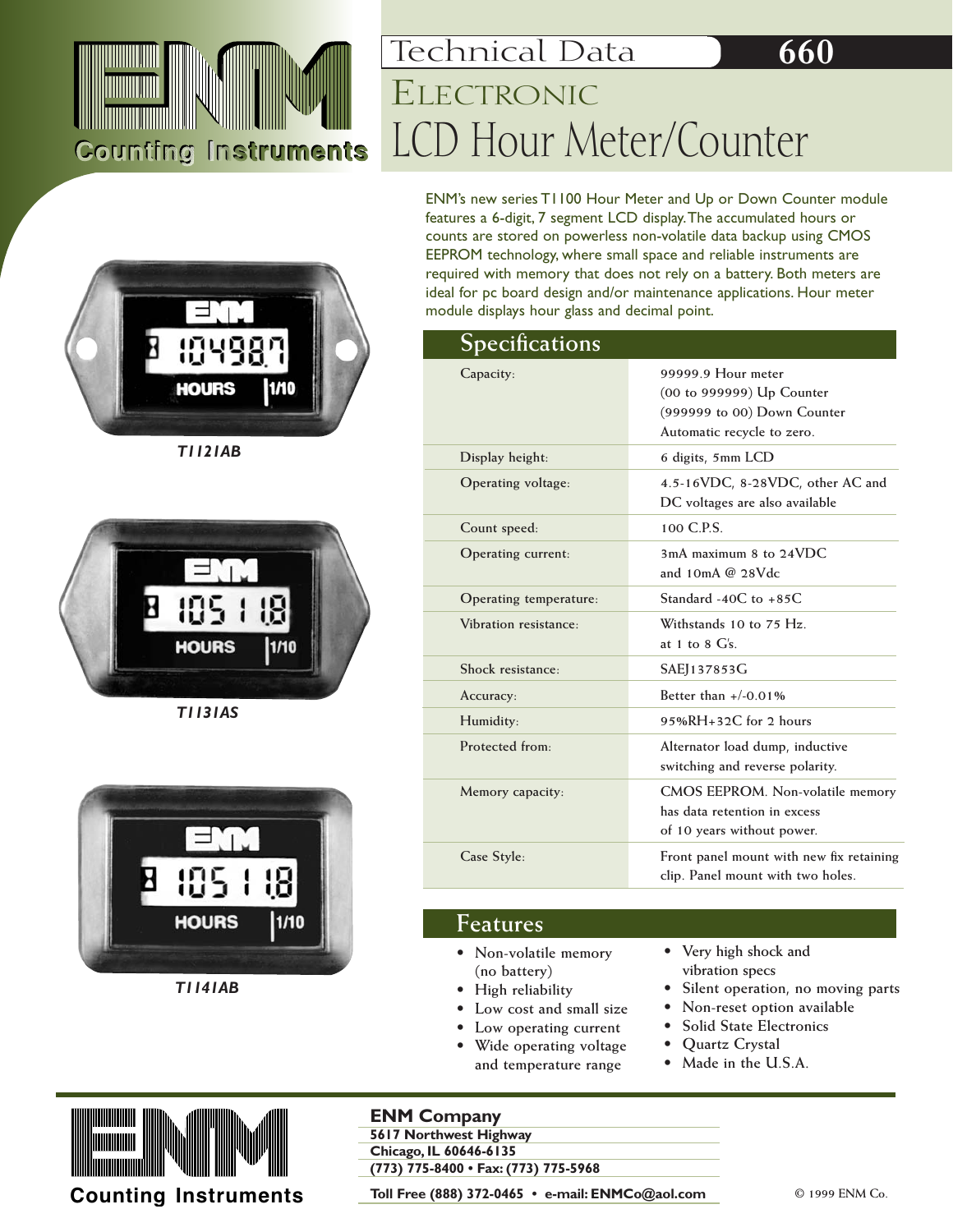# ENM Counting Instruments

## Technical Data 660

# ELECTRONIC LCD Hour Meter/Counter

ENM's new series T1100 Hour Meter and Up or Down Counter module features a 6-digit, 7 segment LCD display. The accumulated hours or counts are stored on powerless non-volatile data backup using CMOS EEPROM technology, where small space and reliable instruments are required with memory that does not rely on a battery. Both meters are ideal for pc board design and/or maintenance applications. Hour meter module displays hour glass and decimal point.

*T1121AB*

*T1131AS*

*T1141AB*

## Specifications

| | |
|---|---|
| Capacity: | 99999.9 Hour meter<br>(00 to 999999) Up Counter<br>(999999 to 00) Down Counter<br>Automatic recycle to zero. |
| Display height: | 6 digits, 5mm LCD |
| Operating voltage: | 4.5-16VDC, 8-28VDC, other AC and DC voltages are also available |
| Count speed: | 100 C.P.S. |
| Operating current: | 3mA maximum 8 to 24VDC and 10mA @ 28Vdc |
| Operating temperature: | Standard -40C to +85C |
| Vibration resistance: | Withstands 10 to 75 Hz. at 1 to 8 G's. |
| Shock resistance: | SAEJ137853G |
| Accuracy: | Better than +/-0.01% |
| Humidity: | 95%RH+32C for 2 hours |
| Protected from: | Alternator load dump, inductive switching and reverse polarity. |
| Memory capacity: | CMOS EEPROM. Non-volatile memory has data retention in excess of 10 years without power. |
| Case Style: | Front panel mount with new fix retaining clip. Panel mount with two holes. |

## Features

- Non-volatile memory (no battery)
- High reliability
- Low cost and small size
- Low operating current
- Wide operating voltage and temperature range
- Very high shock and vibration specs
- Silent operation, no moving parts
- Non-reset option available
- Solid State Electronics
- Quartz Crystal
- Made in the U.S.A.

ENM Counting Instruments

**ENM Company**
**5617 Northwest Highway**
**Chicago, IL 60646-6135**
**(773) 775-8400 • Fax: (773) 775-5968**
**Toll Free (888) 372-0465 • e-mail: ENMCo@aol.com**

© 1999 ENM Co.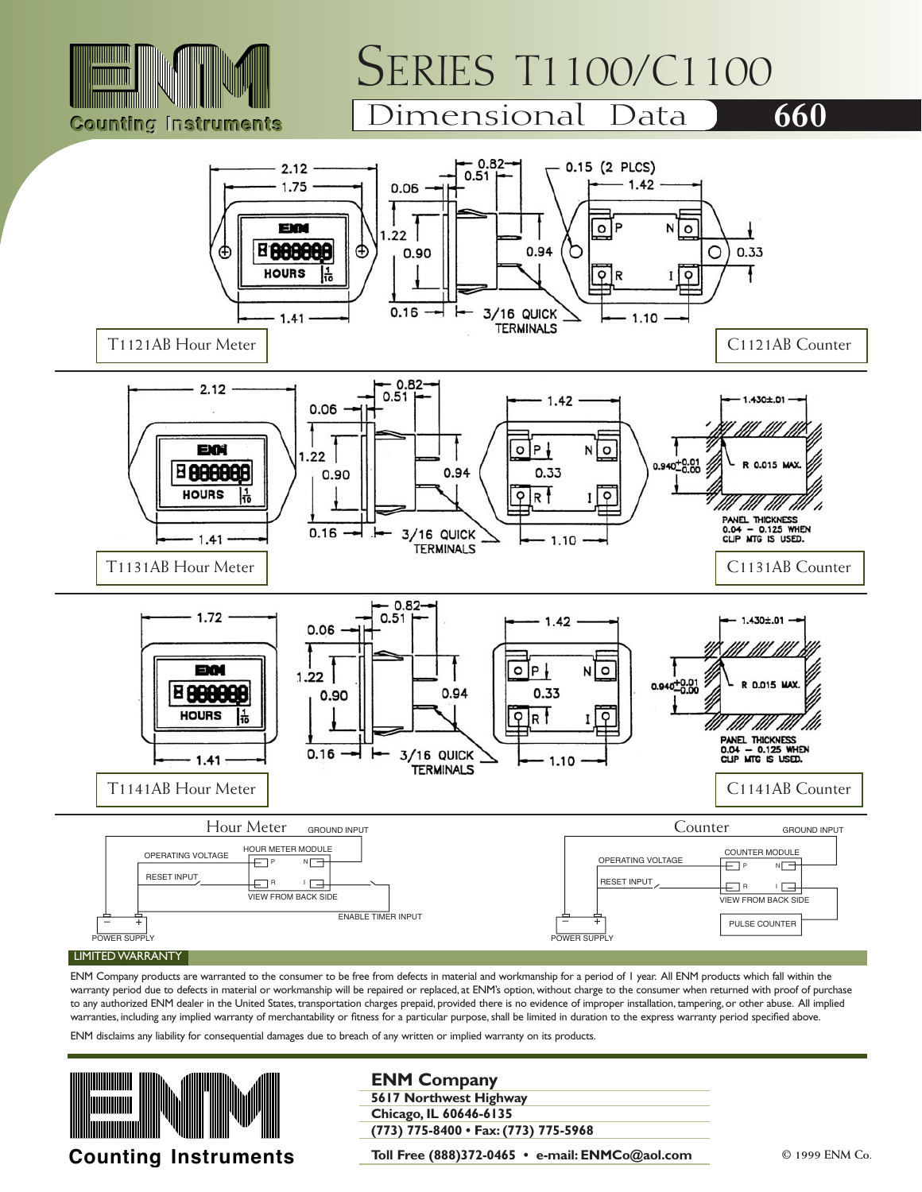# SERIES T1100/C1100

## Dimensional Data 660

2.12
1.75
0.06
0.82
0.51
0.15 (2 PLCS)
1.42
1.22
0.90
0.94
0.33
1.41
0.16
3/16 QUICK TERMINALS
1.10

T1121AB Hour Meter

C1121AB Counter

2.12
0.06
0.82
0.51
1.42
1.430±.01
1.22
0.90
0.94
0.33
$0.940^{+0.01}_{-0.00}$
R 0.015 MAX.
PANEL THICKNESS 0.04 – 0.125 WHEN CLIP MTG IS USED.
1.41
0.16
3/16 QUICK TERMINALS
1.10

T1131AB Hour Meter

C1131AB Counter

1.72
0.06
0.82
0.51
1.42
1.430±.01
1.22
0.90
0.94
0.33
$0.940^{+0.01}_{-0.00}$
R 0.015 MAX.
PANEL THICKNESS 0.04 – 0.125 WHEN CLIP MTG IS USED.
1.41
0.16
3/16 QUICK TERMINALS
1.10

T1141AB Hour Meter

C1141AB Counter

**Hour Meter**

GROUND INPUT
OPERATING VOLTAGE
HOUR METER MODULE
RESET INPUT
VIEW FROM BACK SIDE
ENABLE TIMER INPUT
POWER SUPPLY

**Counter**

GROUND INPUT
OPERATING VOLTAGE
COUNTER MODULE
RESET INPUT
VIEW FROM BACK SIDE
PULSE COUNTER
POWER SUPPLY

## LIMITED WARRANTY

ENM Company products are warranted to the consumer to be free from defects in material and workmanship for a period of 1 year. All ENM products which fall within the warranty period due to defects in material or workmanship will be repaired or replaced, at ENM's option, without charge to the consumer when returned with proof of purchase to any authorized ENM dealer in the United States, transportation charges prepaid, provided there is no evidence of improper installation, tampering, or other abuse. All implied warranties, including any implied warranty of merchantability or fitness for a particular purpose, shall be limited in duration to the express warranty period specified above.

ENM disclaims any liability for consequential damages due to breach of any written or implied warranty on its products.

ENM Counting Instruments

**ENM Company**
**5617 Northwest Highway**
**Chicago, IL 60646-6135**
**(773) 775-8400 • Fax: (773) 775-5968**
**Toll Free (888)372-0465 • e-mail: ENMCo@aol.com**

© 1999 ENM Co.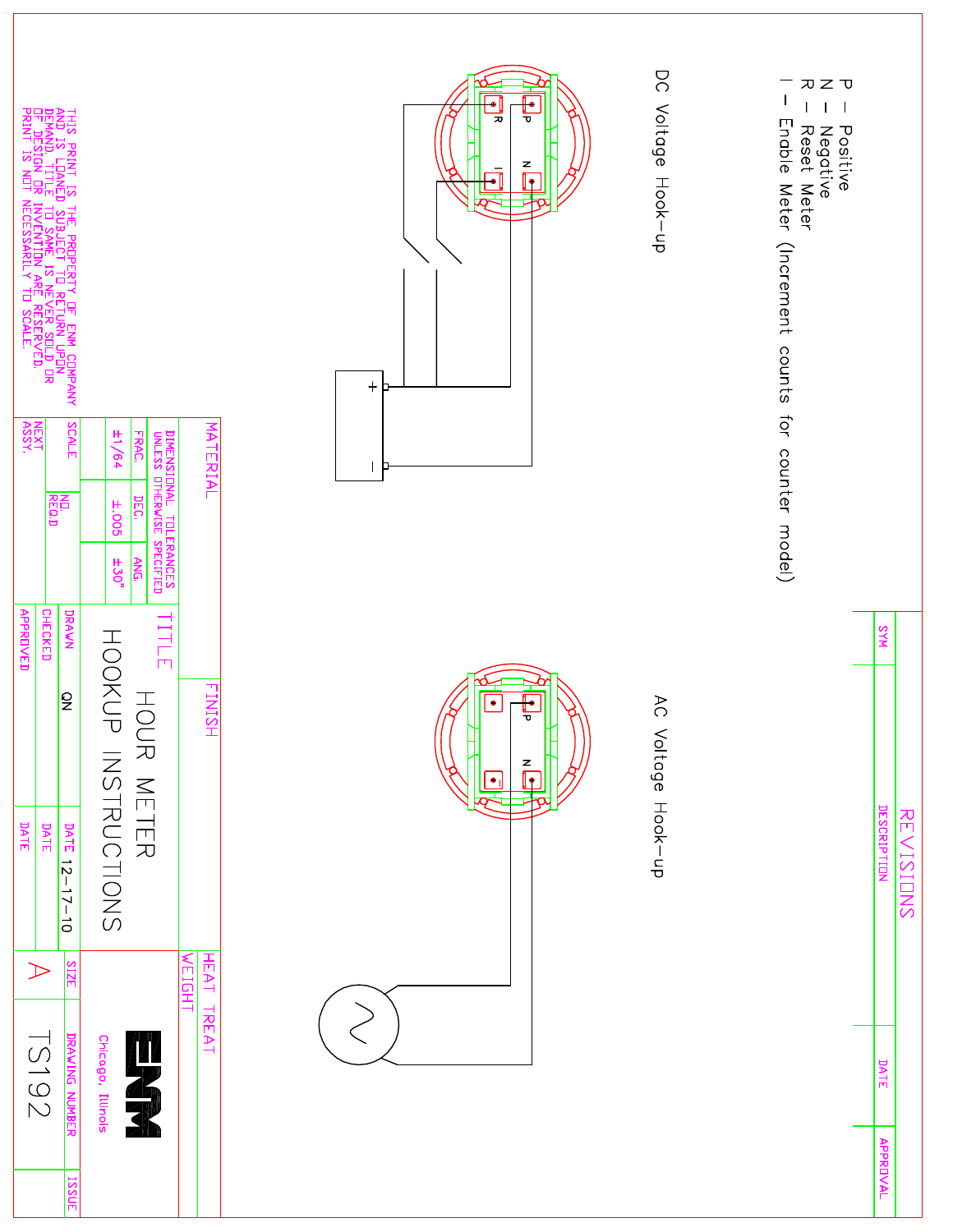P – Positive
N – Negative
R – Reset Meter
I – Enable Meter (Increment counts for counter model)

DC Voltage Hook-up

R P I N

\+ –

AC Voltage Hook-up

P I N

REVISIONS

| SYM | DESCRIPTION | DATE | APPROVAL |
|---|---|---|---|

THIS PRINT IS THE PROPERTY OF ENM COMPANY AND IS LOANED SUBJECT TO RETURN UPON DEMAND. TITLE TO SAME IS NEVER SOLD OR OF DESIGN OR INVENTION ARE RESERVED. PRINT IS NOT NECESSARILY TO SCALE.

| | | |
|---|---|---|
| MATERIAL | FINISH | HEAT TREAT |
| | | WEIGHT |
| DIMENSIONAL TOLERANCES UNLESS OTHERWISE SPECIFIED | TITLE HOUR METER HOOKUP INSTRUCTIONS | ENM Chicago, Illinois |
| FRAC. ±1/64 DEC. ±.005 ANG. ±30' | DRAWN QN DATE 12-17-10 | SIZE A |
| SCALE NO. REQ.D | CHECKED DATE | DRAWING NUMBER TS192 |
| NEXT ASSY. | APPROVED DATE | ISSUE |